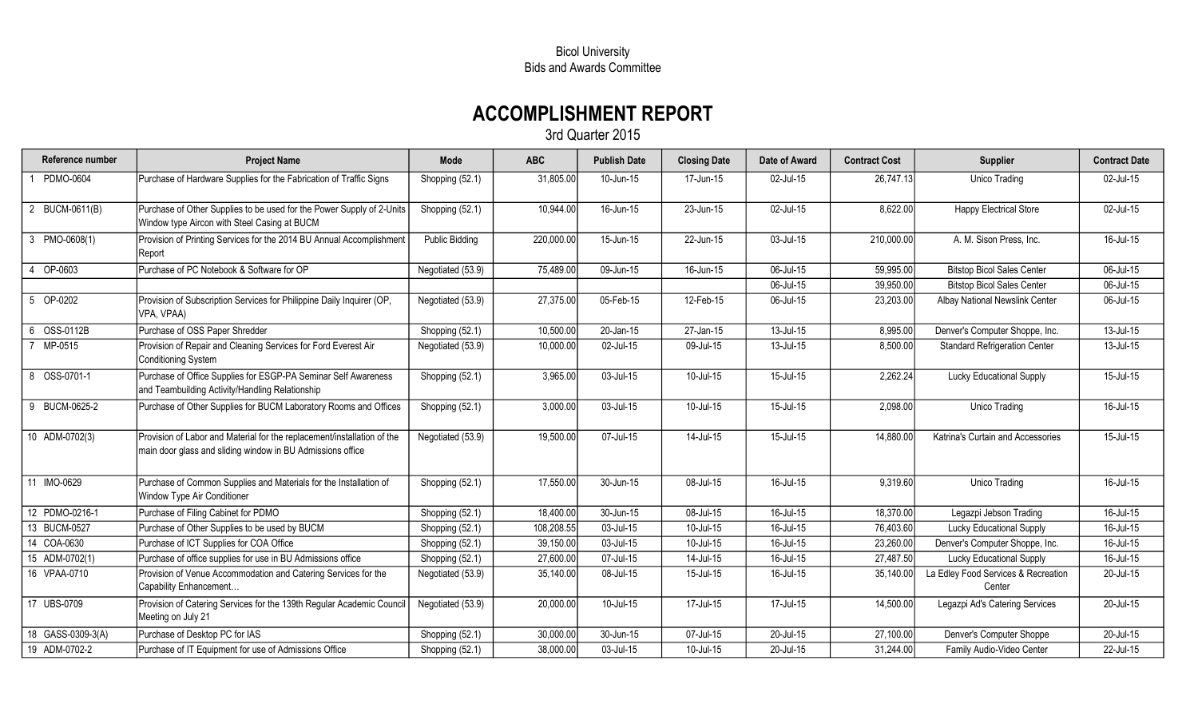Bicol University

Bids and Awards Committee

# ACCOMPLISHMENT REPORT

3rd Quarter 2015

| Reference number | Project Name | Mode | ABC | Publish Date | Closing Date | Date of Award | Contract Cost | Supplier | Contract Date |
|---|---|---|---|---|---|---|---|---|---|
| 1 PDMO-0604 | Purchase of Hardware Supplies for the Fabrication of Traffic Signs | Shopping (52.1) | 31,805.00 | 10-Jun-15 | 17-Jun-15 | 02-Jul-15 | 26,747.13 | Unico Trading | 02-Jul-15 |
| 2 BUCM-0611(B) | Purchase of Other Supplies to be used for the Power Supply of 2-Units Window type Aircon with Steel Casing at BUCM | Shopping (52.1) | 10,944.00 | 16-Jun-15 | 23-Jun-15 | 02-Jul-15 | 8,622.00 | Happy Electrical Store | 02-Jul-15 |
| 3 PMO-0608(1) | Provision of Printing Services for the 2014 BU Annual Accomplishment Report | Public Bidding | 220,000.00 | 15-Jun-15 | 22-Jun-15 | 03-Jul-15 | 210,000.00 | A. M. Sison Press, Inc. | 16-Jul-15 |
| 4 OP-0603 | Purchase of PC Notebook & Software for OP | Negotiated (53.9) | 75,489.00 | 09-Jun-15 | 16-Jun-15 | 06-Jul-15 | 59,995.00 | Bitstop Bicol Sales Center | 06-Jul-15 |
| | | | | | | 06-Jul-15 | 39,950.00 | Bitstop Bicol Sales Center | 06-Jul-15 |
| 5 OP-0202 | Provision of Subscription Services for Philippine Daily Inquirer (OP, VPA, VPAA) | Negotiated (53.9) | 27,375.00 | 05-Feb-15 | 12-Feb-15 | 06-Jul-15 | 23,203.00 | Albay National Newslink Center | 06-Jul-15 |
| 6 OSS-0112B | Purchase of OSS Paper Shredder | Shopping (52.1) | 10,500.00 | 20-Jan-15 | 27-Jan-15 | 13-Jul-15 | 8,995.00 | Denver's Computer Shoppe, Inc. | 13-Jul-15 |
| 7 MP-0515 | Provision of Repair and Cleaning Services for Ford Everest Air Conditioning System | Negotiated (53.9) | 10,000.00 | 02-Jul-15 | 09-Jul-15 | 13-Jul-15 | 8,500.00 | Standard Refrigeration Center | 13-Jul-15 |
| 8 OSS-0701-1 | Purchase of Office Supplies for ESGP-PA Seminar Self Awareness and Teambuilding Activity/Handling Relationship | Shopping (52.1) | 3,965.00 | 03-Jul-15 | 10-Jul-15 | 15-Jul-15 | 2,262.24 | Lucky Educational Supply | 15-Jul-15 |
| 9 BUCM-0625-2 | Purchase of Other Supplies for BUCM Laboratory Rooms and Offices | Shopping (52.1) | 3,000.00 | 03-Jul-15 | 10-Jul-15 | 15-Jul-15 | 2,098.00 | Unico Trading | 16-Jul-15 |
| 10 ADM-0702(3) | Provision of Labor and Material for the replacement/installation of the main door glass and sliding window in BU Admissions office | Negotiated (53.9) | 19,500.00 | 07-Jul-15 | 14-Jul-15 | 15-Jul-15 | 14,880.00 | Katrina's Curtain and Accessories | 15-Jul-15 |
| 11 IMO-0629 | Purchase of Common Supplies and Materials for the Installation of Window Type Air Conditioner | Shopping (52.1) | 17,550.00 | 30-Jun-15 | 08-Jul-15 | 16-Jul-15 | 9,319.60 | Unico Trading | 16-Jul-15 |
| 12 PDMO-0216-1 | Purchase of Filing Cabinet for PDMO | Shopping (52.1) | 18,400.00 | 30-Jun-15 | 08-Jul-15 | 16-Jul-15 | 18,370.00 | Legazpi Jebson Trading | 16-Jul-15 |
| 13 BUCM-0527 | Purchase of Other Supplies to be used by BUCM | Shopping (52.1) | 108,208.55 | 03-Jul-15 | 10-Jul-15 | 16-Jul-15 | 76,403.60 | Lucky Educational Supply | 16-Jul-15 |
| 14 COA-0630 | Purchase of ICT Supplies for COA Office | Shopping (52.1) | 39,150.00 | 03-Jul-15 | 10-Jul-15 | 16-Jul-15 | 23,260.00 | Denver's Computer Shoppe, Inc. | 16-Jul-15 |
| 15 ADM-0702(1) | Purchase of office supplies for use in BU Admissions office | Shopping (52.1) | 27,600.00 | 07-Jul-15 | 14-Jul-15 | 16-Jul-15 | 27,487.50 | Lucky Educational Supply | 16-Jul-15 |
| 16 VPAA-0710 | Provision of Venue Accommodation and Catering Services for the Capability Enhancement… | Negotiated (53.9) | 35,140.00 | 08-Jul-15 | 15-Jul-15 | 16-Jul-15 | 35,140.00 | La Edley Food Services & Recreation Center | 20-Jul-15 |
| 17 UBS-0709 | Provision of Catering Services for the 139th Regular Academic Council Meeting on July 21 | Negotiated (53.9) | 20,000.00 | 10-Jul-15 | 17-Jul-15 | 17-Jul-15 | 14,500.00 | Legazpi Ad's Catering Services | 20-Jul-15 |
| 18 GASS-0309-3(A) | Purchase of Desktop PC for IAS | Shopping (52.1) | 30,000.00 | 30-Jun-15 | 07-Jul-15 | 20-Jul-15 | 27,100.00 | Denver's Computer Shoppe | 20-Jul-15 |
| 19 ADM-0702-2 | Purchase of IT Equipment for use of Admissions Office | Shopping (52.1) | 38,000.00 | 03-Jul-15 | 10-Jul-15 | 20-Jul-15 | 31,244.00 | Family Audio-Video Center | 22-Jul-15 |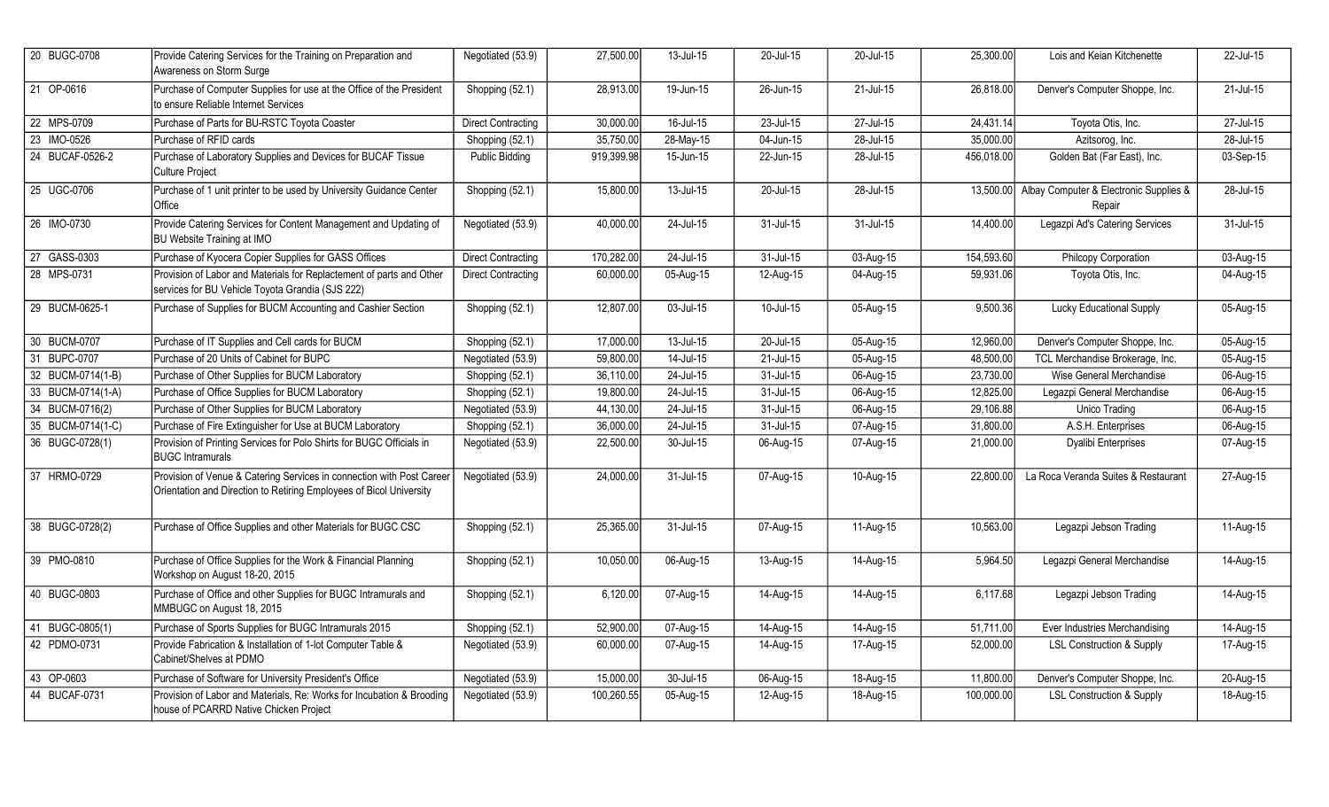| | | | | | | | | | |
|---|---|---|---|---|---|---|---|---|---|
| 20 BUGC-0708 | Provide Catering Services for the Training on Preparation and Awareness on Storm Surge | Negotiated (53.9) | 27,500.00 | 13-Jul-15 | 20-Jul-15 | 20-Jul-15 | 25,300.00 | Lois and Keian Kitchenette | 22-Jul-15 |
| 21 OP-0616 | Purchase of Computer Supplies for use at the Office of the President to ensure Reliable Internet Services | Shopping (52.1) | 28,913.00 | 19-Jun-15 | 26-Jun-15 | 21-Jul-15 | 26,818.00 | Denver's Computer Shoppe, Inc. | 21-Jul-15 |
| 22 MPS-0709 | Purchase of Parts for BU-RSTC Toyota Coaster | Direct Contracting | 30,000.00 | 16-Jul-15 | 23-Jul-15 | 27-Jul-15 | 24,431.14 | Toyota Otis, Inc. | 27-Jul-15 |
| 23 IMO-0526 | Purchase of RFID cards | Shopping (52.1) | 35,750.00 | 28-May-15 | 04-Jun-15 | 28-Jul-15 | 35,000.00 | Azitsorog, Inc. | 28-Jul-15 |
| 24 BUCAF-0526-2 | Purchase of Laboratory Supplies and Devices for BUCAF Tissue Culture Project | Public Bidding | 919,399.98 | 15-Jun-15 | 22-Jun-15 | 28-Jul-15 | 456,018.00 | Golden Bat (Far East), Inc. | 03-Sep-15 |
| 25 UGC-0706 | Purchase of 1 unit printer to be used by University Guidance Center Office | Shopping (52.1) | 15,800.00 | 13-Jul-15 | 20-Jul-15 | 28-Jul-15 | 13,500.00 | Albay Computer & Electronic Supplies & Repair | 28-Jul-15 |
| 26 IMO-0730 | Provide Catering Services for Content Management and Updating of BU Website Training at IMO | Negotiated (53.9) | 40,000.00 | 24-Jul-15 | 31-Jul-15 | 31-Jul-15 | 14,400.00 | Legazpi Ad's Catering Services | 31-Jul-15 |
| 27 GASS-0303 | Purchase of Kyocera Copier Supplies for GASS Offices | Direct Contracting | 170,282.00 | 24-Jul-15 | 31-Jul-15 | 03-Aug-15 | 154,593.60 | Philcopy Corporation | 03-Aug-15 |
| 28 MPS-0731 | Provision of Labor and Materials for Replacement of parts and Other services for BU Vehicle Toyota Grandia (SJS 222) | Direct Contracting | 60,000.00 | 05-Aug-15 | 12-Aug-15 | 04-Aug-15 | 59,931.06 | Toyota Otis, Inc. | 04-Aug-15 |
| 29 BUCM-0625-1 | Purchase of Supplies for BUCM Accounting and Cashier Section | Shopping (52.1) | 12,807.00 | 03-Jul-15 | 10-Jul-15 | 05-Aug-15 | 9,500.36 | Lucky Educational Supply | 05-Aug-15 |
| 30 BUCM-0707 | Purchase of IT Supplies and Cell cards for BUCM | Shopping (52.1) | 17,000.00 | 13-Jul-15 | 20-Jul-15 | 05-Aug-15 | 12,960.00 | Denver's Computer Shoppe, Inc. | 05-Aug-15 |
| 31 BUPC-0707 | Purchase of 20 Units of Cabinet for BUPC | Negotiated (53.9) | 59,800.00 | 14-Jul-15 | 21-Jul-15 | 05-Aug-15 | 48,500.00 | TCL Merchandise Brokerage, Inc. | 05-Aug-15 |
| 32 BUCM-0714(1-B) | Purchase of Other Supplies for BUCM Laboratory | Shopping (52.1) | 36,110.00 | 24-Jul-15 | 31-Jul-15 | 06-Aug-15 | 23,730.00 | Wise General Merchandise | 06-Aug-15 |
| 33 BUCM-0714(1-A) | Purchase of Office Supplies for BUCM Laboratory | Shopping (52.1) | 19,800.00 | 24-Jul-15 | 31-Jul-15 | 06-Aug-15 | 12,825.00 | Legazpi General Merchandise | 06-Aug-15 |
| 34 BUCM-0716(2) | Purchase of Other Supplies for BUCM Laboratory | Negotiated (53.9) | 44,130.00 | 24-Jul-15 | 31-Jul-15 | 06-Aug-15 | 29,106.88 | Unico Trading | 06-Aug-15 |
| 35 BUCM-0714(1-C) | Purchase of Fire Extinguisher for Use at BUCM Laboratory | Shopping (52.1) | 36,000.00 | 24-Jul-15 | 31-Jul-15 | 07-Aug-15 | 31,800.00 | A.S.H. Enterprises | 06-Aug-15 |
| 36 BUGC-0728(1) | Provision of Printing Services for Polo Shirts for BUGC Officials in BUGC Intramurals | Negotiated (53.9) | 22,500.00 | 30-Jul-15 | 06-Aug-15 | 07-Aug-15 | 21,000.00 | Dyalibi Enterprises | 07-Aug-15 |
| 37 HRMO-0729 | Provision of Venue & Catering Services in connection with Post Career Orientation and Direction to Retiring Employees of Bicol University | Negotiated (53.9) | 24,000.00 | 31-Jul-15 | 07-Aug-15 | 10-Aug-15 | 22,800.00 | La Roca Veranda Suites & Restaurant | 27-Aug-15 |
| 38 BUGC-0728(2) | Purchase of Office Supplies and other Materials for BUGC CSC | Shopping (52.1) | 25,365.00 | 31-Jul-15 | 07-Aug-15 | 11-Aug-15 | 10,563.00 | Legazpi Jebson Trading | 11-Aug-15 |
| 39 PMO-0810 | Purchase of Office Supplies for the Work & Financial Planning Workshop on August 18-20, 2015 | Shopping (52.1) | 10,050.00 | 06-Aug-15 | 13-Aug-15 | 14-Aug-15 | 5,964.50 | Legazpi General Merchandise | 14-Aug-15 |
| 40 BUGC-0803 | Purchase of Office and other Supplies for BUGC Intramurals and MMBUGC on August 18, 2015 | Shopping (52.1) | 6,120.00 | 07-Aug-15 | 14-Aug-15 | 14-Aug-15 | 6,117.68 | Legazpi Jebson Trading | 14-Aug-15 |
| 41 BUGC-0805(1) | Purchase of Sports Supplies for BUGC Intramurals 2015 | Shopping (52.1) | 52,900.00 | 07-Aug-15 | 14-Aug-15 | 14-Aug-15 | 51,711.00 | Ever Industries Merchandising | 14-Aug-15 |
| 42 PDMO-0731 | Provide Fabrication & Installation of 1-lot Computer Table & Cabinet/Shelves at PDMO | Negotiated (53.9) | 60,000.00 | 07-Aug-15 | 14-Aug-15 | 17-Aug-15 | 52,000.00 | LSL Construction & Supply | 17-Aug-15 |
| 43 OP-0603 | Purchase of Software for University President's Office | Negotiated (53.9) | 15,000.00 | 30-Jul-15 | 06-Aug-15 | 18-Aug-15 | 11,800.00 | Denver's Computer Shoppe, Inc. | 20-Aug-15 |
| 44 BUCAF-0731 | Provision of Labor and Materials, Re: Works for Incubation & Brooding house of PCARRD Native Chicken Project | Negotiated (53.9) | 100,260.55 | 05-Aug-15 | 12-Aug-15 | 18-Aug-15 | 100,000.00 | LSL Construction & Supply | 18-Aug-15 |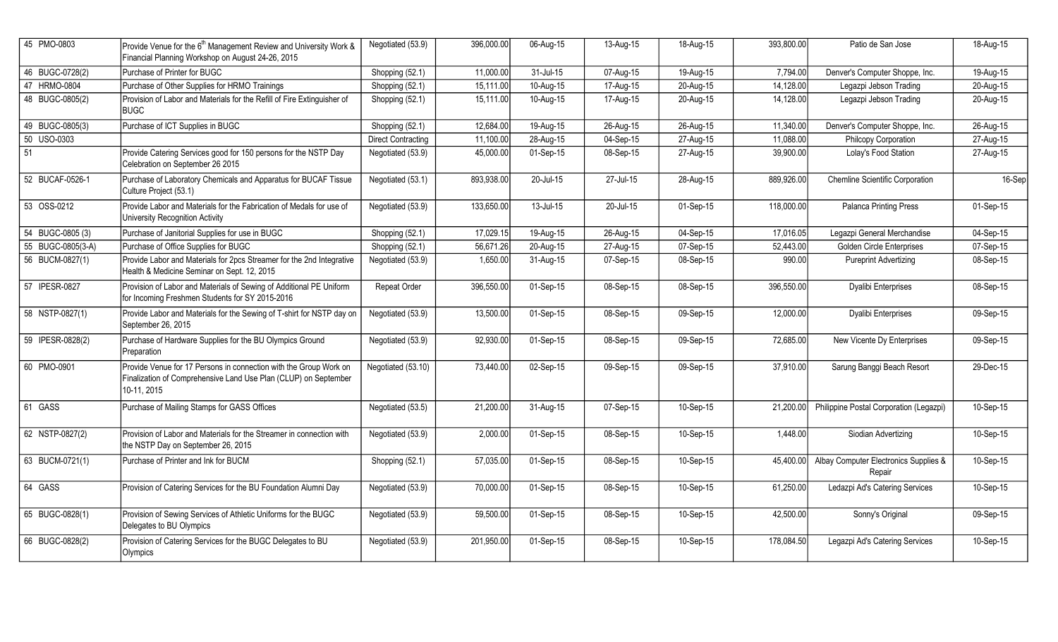| 45 PMO-0803 | Provide Venue for the 6th Management Review and University Work & Financial Planning Workshop on August 24-26, 2015 | Negotiated (53.9) | 396,000.00 | 06-Aug-15 | 13-Aug-15 | 18-Aug-15 | 393,800.00 | Patio de San Jose | 18-Aug-15 |
|---|---|---|---|---|---|---|---|---|---|
| 46 BUGC-0728(2) | Purchase of Printer for BUGC | Shopping (52.1) | 11,000.00 | 31-Jul-15 | 07-Aug-15 | 19-Aug-15 | 7,794.00 | Denver's Computer Shoppe, Inc. | 19-Aug-15 |
| 47 HRMO-0804 | Purchase of Other Supplies for HRMO Trainings | Shopping (52.1) | 15,111.00 | 10-Aug-15 | 17-Aug-15 | 20-Aug-15 | 14,128.00 | Legazpi Jebson Trading | 20-Aug-15 |
| 48 BUGC-0805(2) | Provision of Labor and Materials for the Refill of Fire Extinguisher of BUGC | Shopping (52.1) | 15,111.00 | 10-Aug-15 | 17-Aug-15 | 20-Aug-15 | 14,128.00 | Legazpi Jebson Trading | 20-Aug-15 |
| 49 BUGC-0805(3) | Purchase of ICT Supplies in BUGC | Shopping (52.1) | 12,684.00 | 19-Aug-15 | 26-Aug-15 | 26-Aug-15 | 11,340.00 | Denver's Computer Shoppe, Inc. | 26-Aug-15 |
| 50 USO-0303 | | Direct Contracting | 11,100.00 | 28-Aug-15 | 04-Sep-15 | 27-Aug-15 | 11,088.00 | Philcopy Corporation | 27-Aug-15 |
| 51 | Provide Catering Services good for 150 persons for the NSTP Day Celebration on September 26 2015 | Negotiated (53.9) | 45,000.00 | 01-Sep-15 | 08-Sep-15 | 27-Aug-15 | 39,900.00 | Lolay's Food Station | 27-Aug-15 |
| 52 BUCAF-0526-1 | Purchase of Laboratory Chemicals and Apparatus for BUCAF Tissue Culture Project (53.1) | Negotiated (53.1) | 893,938.00 | 20-Jul-15 | 27-Jul-15 | 28-Aug-15 | 889,926.00 | Chemline Scientific Corporation | 16-Sep |
| 53 OSS-0212 | Provide Labor and Materials for the Fabrication of Medals for use of University Recognition Activity | Negotiated (53.9) | 133,650.00 | 13-Jul-15 | 20-Jul-15 | 01-Sep-15 | 118,000.00 | Palanca Printing Press | 01-Sep-15 |
| 54 BUGC-0805 (3) | Purchase of Janitorial Supplies for use in BUGC | Shopping (52.1) | 17,029.15 | 19-Aug-15 | 26-Aug-15 | 04-Sep-15 | 17,016.05 | Legazpi General Merchandise | 04-Sep-15 |
| 55 BUGC-0805(3-A) | Purchase of Office Supplies for BUGC | Shopping (52.1) | 56,671.26 | 20-Aug-15 | 27-Aug-15 | 07-Sep-15 | 52,443.00 | Golden Circle Enterprises | 07-Sep-15 |
| 56 BUCM-0827(1) | Provide Labor and Materials for 2pcs Streamer for the 2nd Integrative Health & Medicine Seminar on Sept. 12, 2015 | Negotiated (53.9) | 1,650.00 | 31-Aug-15 | 07-Sep-15 | 08-Sep-15 | 990.00 | Pureprint Advertizing | 08-Sep-15 |
| 57 IPESR-0827 | Provision of Labor and Materials of Sewing of Additional PE Uniform for Incoming Freshmen Students for SY 2015-2016 | Repeat Order | 396,550.00 | 01-Sep-15 | 08-Sep-15 | 08-Sep-15 | 396,550.00 | Dyalibi Enterprises | 08-Sep-15 |
| 58 NSTP-0827(1) | Provide Labor and Materials for the Sewing of T-shirt for NSTP day on September 26, 2015 | Negotiated (53.9) | 13,500.00 | 01-Sep-15 | 08-Sep-15 | 09-Sep-15 | 12,000.00 | Dyalibi Enterprises | 09-Sep-15 |
| 59 IPESR-0828(2) | Purchase of Hardware Supplies for the BU Olympics Ground Preparation | Negotiated (53.9) | 92,930.00 | 01-Sep-15 | 08-Sep-15 | 09-Sep-15 | 72,685.00 | New Vicente Dy Enterprises | 09-Sep-15 |
| 60 PMO-0901 | Provide Venue for 17 Persons in connection with the Group Work on Finalization of Comprehensive Land Use Plan (CLUP) on September 10-11, 2015 | Negotiated (53.10) | 73,440.00 | 02-Sep-15 | 09-Sep-15 | 09-Sep-15 | 37,910.00 | Sarung Banggi Beach Resort | 29-Dec-15 |
| 61 GASS | Purchase of Mailing Stamps for GASS Offices | Negotiated (53.5) | 21,200.00 | 31-Aug-15 | 07-Sep-15 | 10-Sep-15 | 21,200.00 | Philippine Postal Corporation (Legazpi) | 10-Sep-15 |
| 62 NSTP-0827(2) | Provision of Labor and Materials for the Streamer in connection with the NSTP Day on September 26, 2015 | Negotiated (53.9) | 2,000.00 | 01-Sep-15 | 08-Sep-15 | 10-Sep-15 | 1,448.00 | Siodian Advertizing | 10-Sep-15 |
| 63 BUCM-0721(1) | Purchase of Printer and Ink for BUCM | Shopping (52.1) | 57,035.00 | 01-Sep-15 | 08-Sep-15 | 10-Sep-15 | 45,400.00 | Albay Computer Electronics Supplies & Repair | 10-Sep-15 |
| 64 GASS | Provision of Catering Services for the BU Foundation Alumni Day | Negotiated (53.9) | 70,000.00 | 01-Sep-15 | 08-Sep-15 | 10-Sep-15 | 61,250.00 | Ledazpi Ad's Catering Services | 10-Sep-15 |
| 65 BUGC-0828(1) | Provision of Sewing Services of Athletic Uniforms for the BUGC Delegates to BU Olympics | Negotiated (53.9) | 59,500.00 | 01-Sep-15 | 08-Sep-15 | 10-Sep-15 | 42,500.00 | Sonny's Original | 09-Sep-15 |
| 66 BUGC-0828(2) | Provision of Catering Services for the BUGC Delegates to BU Olympics | Negotiated (53.9) | 201,950.00 | 01-Sep-15 | 08-Sep-15 | 10-Sep-15 | 178,084.50 | Legazpi Ad's Catering Services | 10-Sep-15 |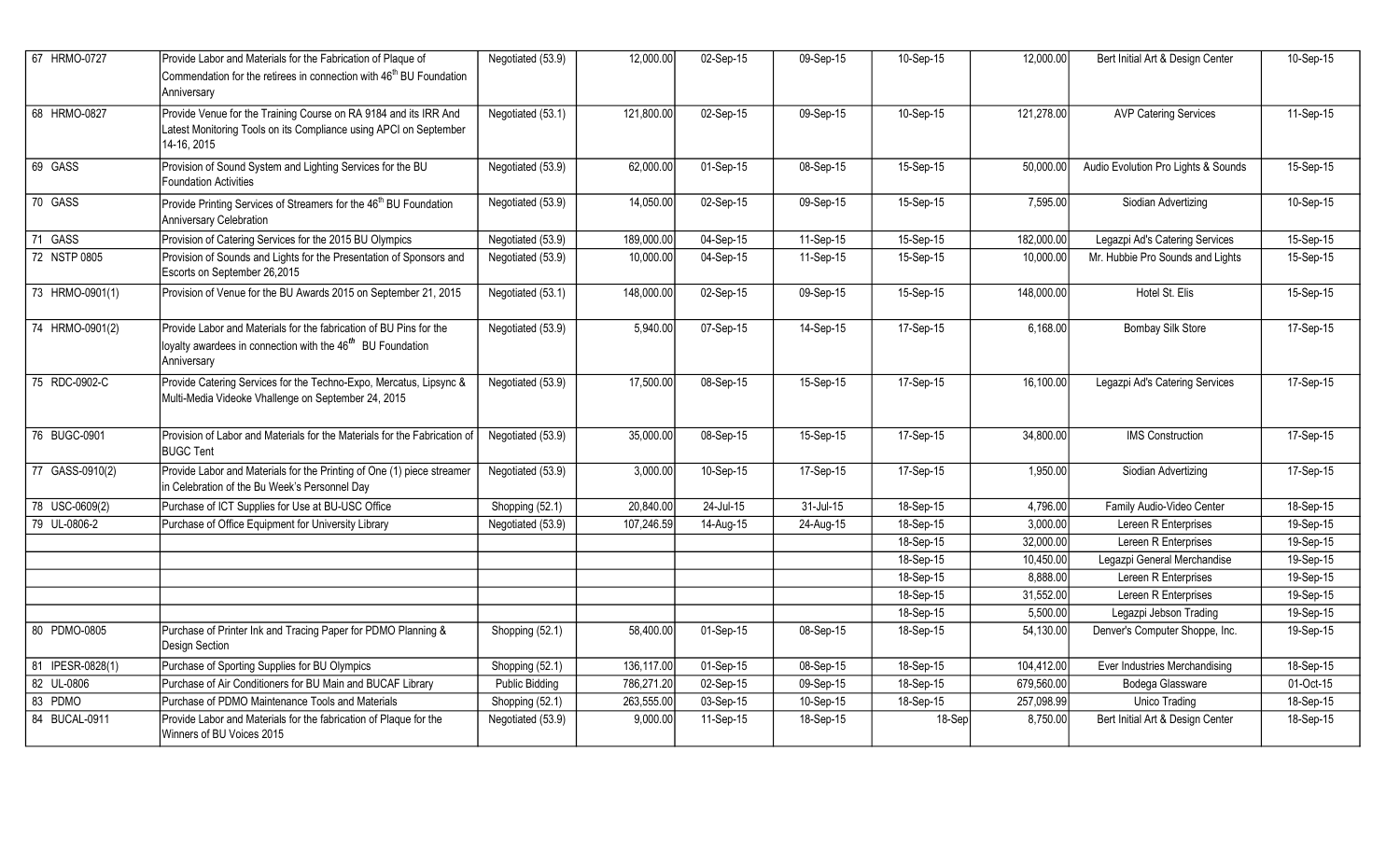| | | | | | | | | | |
|---|---|---|---|---|---|---|---|---|---|
| 67 HRMO-0727 | Provide Labor and Materials for the Fabrication of Plaque of Commendation for the retirees in connection with 46th BU Foundation Anniversary | Negotiated (53.9) | 12,000.00 | 02-Sep-15 | 09-Sep-15 | 10-Sep-15 | 12,000.00 | Bert Initial Art & Design Center | 10-Sep-15 |
| 68 HRMO-0827 | Provide Venue for the Training Course on RA 9184 and its IRR And Latest Monitoring Tools on its Compliance using APCI on September 14-16, 2015 | Negotiated (53.1) | 121,800.00 | 02-Sep-15 | 09-Sep-15 | 10-Sep-15 | 121,278.00 | AVP Catering Services | 11-Sep-15 |
| 69 GASS | Provision of Sound System and Lighting Services for the BU Foundation Activities | Negotiated (53.9) | 62,000.00 | 01-Sep-15 | 08-Sep-15 | 15-Sep-15 | 50,000.00 | Audio Evolution Pro Lights & Sounds | 15-Sep-15 |
| 70 GASS | Provide Printing Services of Streamers for the 46th BU Foundation Anniversary Celebration | Negotiated (53.9) | 14,050.00 | 02-Sep-15 | 09-Sep-15 | 15-Sep-15 | 7,595.00 | Siodian Advertizing | 10-Sep-15 |
| 71 GASS | Provision of Catering Services for the 2015 BU Olympics | Negotiated (53.9) | 189,000.00 | 04-Sep-15 | 11-Sep-15 | 15-Sep-15 | 182,000.00 | Legazpi Ad's Catering Services | 15-Sep-15 |
| 72 NSTP 0805 | Provision of Sounds and Lights for the Presentation of Sponsors and Escorts on September 26,2015 | Negotiated (53.9) | 10,000.00 | 04-Sep-15 | 11-Sep-15 | 15-Sep-15 | 10,000.00 | Mr. Hubbie Pro Sounds and Lights | 15-Sep-15 |
| 73 HRMO-0901(1) | Provision of Venue for the BU Awards 2015 on September 21, 2015 | Negotiated (53.1) | 148,000.00 | 02-Sep-15 | 09-Sep-15 | 15-Sep-15 | 148,000.00 | Hotel St. Elis | 15-Sep-15 |
| 74 HRMO-0901(2) | Provide Labor and Materials for the fabrication of BU Pins for the loyalty awardees in connection with the 46th BU Foundation Anniversary | Negotiated (53.9) | 5,940.00 | 07-Sep-15 | 14-Sep-15 | 17-Sep-15 | 6,168.00 | Bombay Silk Store | 17-Sep-15 |
| 75 RDC-0902-C | Provide Catering Services for the Techno-Expo, Mercatus, Lipsync & Multi-Media Videoke Vhallenge on September 24, 2015 | Negotiated (53.9) | 17,500.00 | 08-Sep-15 | 15-Sep-15 | 17-Sep-15 | 16,100.00 | Legazpi Ad's Catering Services | 17-Sep-15 |
| 76 BUGC-0901 | Provision of Labor and Materials for the Materials for the Fabrication of BUGC Tent | Negotiated (53.9) | 35,000.00 | 08-Sep-15 | 15-Sep-15 | 17-Sep-15 | 34,800.00 | IMS Construction | 17-Sep-15 |
| 77 GASS-0910(2) | Provide Labor and Materials for the Printing of One (1) piece streamer in Celebration of the Bu Week's Personnel Day | Negotiated (53.9) | 3,000.00 | 10-Sep-15 | 17-Sep-15 | 17-Sep-15 | 1,950.00 | Siodian Advertizing | 17-Sep-15 |
| 78 USC-0609(2) | Purchase of ICT Supplies for Use at BU-USC Office | Shopping (52.1) | 20,840.00 | 24-Jul-15 | 31-Jul-15 | 18-Sep-15 | 4,796.00 | Family Audio-Video Center | 18-Sep-15 |
| 79 UL-0806-2 | Purchase of Office Equipment for University Library | Negotiated (53.9) | 107,246.59 | 14-Aug-15 | 24-Aug-15 | 18-Sep-15 | 3,000.00 | Lereen R Enterprises | 19-Sep-15 |
| | | | | | | 18-Sep-15 | 32,000.00 | Lereen R Enterprises | 19-Sep-15 |
| | | | | | | 18-Sep-15 | 10,450.00 | Legazpi General Merchandise | 19-Sep-15 |
| | | | | | | 18-Sep-15 | 8,888.00 | Lereen R Enterprises | 19-Sep-15 |
| | | | | | | 18-Sep-15 | 31,552.00 | Lereen R Enterprises | 19-Sep-15 |
| | | | | | | 18-Sep-15 | 5,500.00 | Legazpi Jebson Trading | 19-Sep-15 |
| 80 PDMO-0805 | Purchase of Printer Ink and Tracing Paper for PDMO Planning & Design Section | Shopping (52.1) | 58,400.00 | 01-Sep-15 | 08-Sep-15 | 18-Sep-15 | 54,130.00 | Denver's Computer Shoppe, Inc. | 19-Sep-15 |
| 81 IPESR-0828(1) | Purchase of Sporting Supplies for BU Olympics | Shopping (52.1) | 136,117.00 | 01-Sep-15 | 08-Sep-15 | 18-Sep-15 | 104,412.00 | Ever Industries Merchandising | 18-Sep-15 |
| 82 UL-0806 | Purchase of Air Conditioners for BU Main and BUCAF Library | Public Bidding | 786,271.20 | 02-Sep-15 | 09-Sep-15 | 18-Sep-15 | 679,560.00 | Bodega Glassware | 01-Oct-15 |
| 83 PDMO | Purchase of PDMO Maintenance Tools and Materials | Shopping (52.1) | 263,555.00 | 03-Sep-15 | 10-Sep-15 | 18-Sep-15 | 257,098.99 | Unico Trading | 18-Sep-15 |
| 84 BUCAL-0911 | Provide Labor and Materials for the fabrication of Plaque for the Winners of BU Voices 2015 | Negotiated (53.9) | 9,000.00 | 11-Sep-15 | 18-Sep-15 | 18-Sep | 8,750.00 | Bert Initial Art & Design Center | 18-Sep-15 |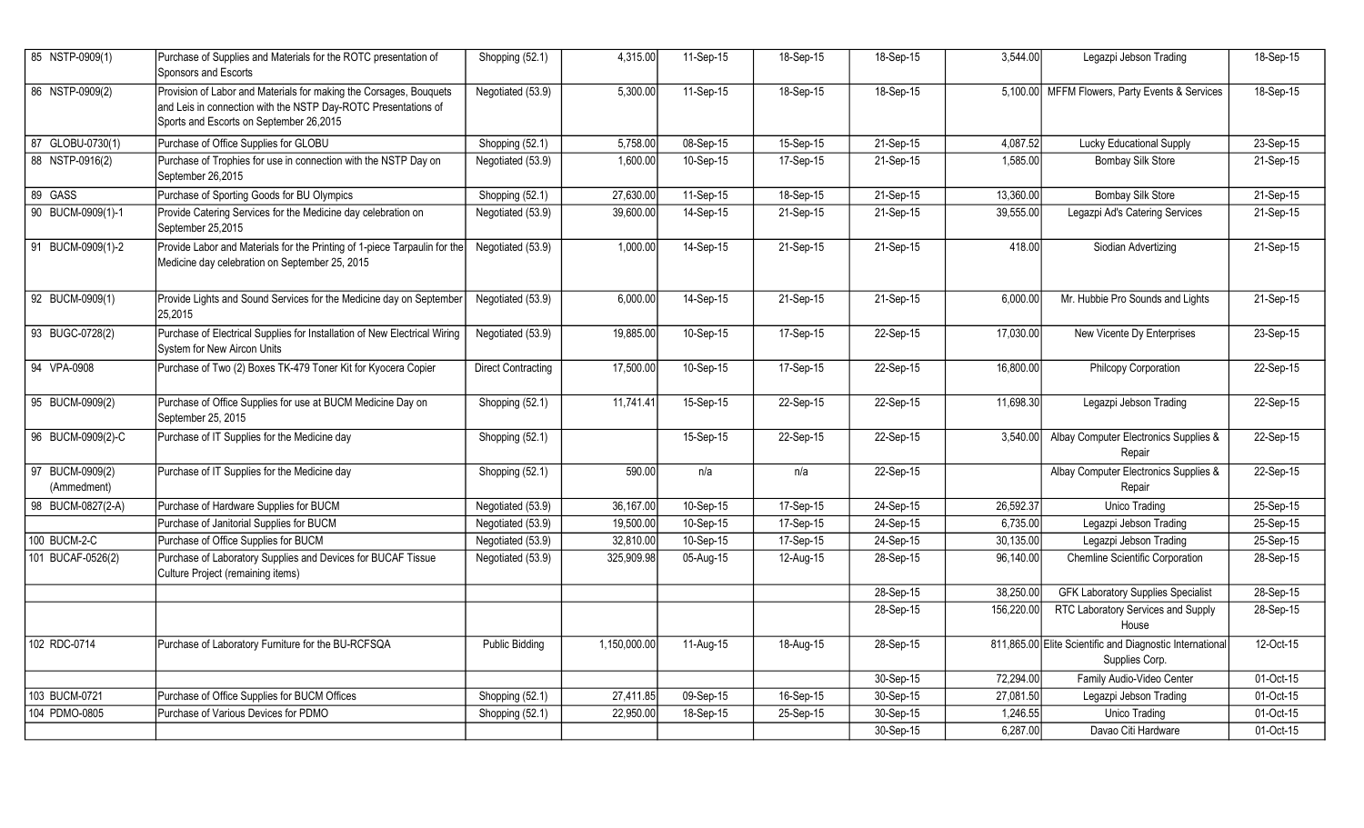| 85 NSTP-0909(1) | Purchase of Supplies and Materials for the ROTC presentation of Sponsors and Escorts | Shopping (52.1) | 4,315.00 | 11-Sep-15 | 18-Sep-15 | 18-Sep-15 | 3,544.00 | Legazpi Jebson Trading | 18-Sep-15 |
|---|---|---|---|---|---|---|---|---|---|
| 86 NSTP-0909(2) | Provision of Labor and Materials for making the Corsages, Bouquets and Leis in connection with the NSTP Day-ROTC Presentations of Sports and Escorts on September 26,2015 | Negotiated (53.9) | 5,300.00 | 11-Sep-15 | 18-Sep-15 | 18-Sep-15 | 5,100.00 | MFFM Flowers, Party Events & Services | 18-Sep-15 |
| 87 GLOBU-0730(1) | Purchase of Office Supplies for GLOBU | Shopping (52.1) | 5,758.00 | 08-Sep-15 | 15-Sep-15 | 21-Sep-15 | 4,087.52 | Lucky Educational Supply | 23-Sep-15 |
| 88 NSTP-0916(2) | Purchase of Trophies for use in connection with the NSTP Day on September 26,2015 | Negotiated (53.9) | 1,600.00 | 10-Sep-15 | 17-Sep-15 | 21-Sep-15 | 1,585.00 | Bombay Silk Store | 21-Sep-15 |
| 89 GASS | Purchase of Sporting Goods for BU Olympics | Shopping (52.1) | 27,630.00 | 11-Sep-15 | 18-Sep-15 | 21-Sep-15 | 13,360.00 | Bombay Silk Store | 21-Sep-15 |
| 90 BUCM-0909(1)-1 | Provide Catering Services for the Medicine day celebration on September 25,2015 | Negotiated (53.9) | 39,600.00 | 14-Sep-15 | 21-Sep-15 | 21-Sep-15 | 39,555.00 | Legazpi Ad's Catering Services | 21-Sep-15 |
| 91 BUCM-0909(1)-2 | Provide Labor and Materials for the Printing of 1-piece Tarpaulin for the Medicine day celebration on September 25, 2015 | Negotiated (53.9) | 1,000.00 | 14-Sep-15 | 21-Sep-15 | 21-Sep-15 | 418.00 | Siodian Advertizing | 21-Sep-15 |
| 92 BUCM-0909(1) | Provide Lights and Sound Services for the Medicine day on September 25,2015 | Negotiated (53.9) | 6,000.00 | 14-Sep-15 | 21-Sep-15 | 21-Sep-15 | 6,000.00 | Mr. Hubbie Pro Sounds and Lights | 21-Sep-15 |
| 93 BUGC-0728(2) | Purchase of Electrical Supplies for Installation of New Electrical Wiring System for New Aircon Units | Negotiated (53.9) | 19,885.00 | 10-Sep-15 | 17-Sep-15 | 22-Sep-15 | 17,030.00 | New Vicente Dy Enterprises | 23-Sep-15 |
| 94 VPA-0908 | Purchase of Two (2) Boxes TK-479 Toner Kit for Kyocera Copier | Direct Contracting | 17,500.00 | 10-Sep-15 | 17-Sep-15 | 22-Sep-15 | 16,800.00 | Philcopy Corporation | 22-Sep-15 |
| 95 BUCM-0909(2) | Purchase of Office Supplies for use at BUCM Medicine Day on September 25, 2015 | Shopping (52.1) | 11,741.41 | 15-Sep-15 | 22-Sep-15 | 22-Sep-15 | 11,698.30 | Legazpi Jebson Trading | 22-Sep-15 |
| 96 BUCM-0909(2)-C | Purchase of IT Supplies for the Medicine day | Shopping (52.1) | | 15-Sep-15 | 22-Sep-15 | 22-Sep-15 | 3,540.00 | Albay Computer Electronics Supplies & Repair | 22-Sep-15 |
| 97 BUCM-0909(2) (Ammedment) | Purchase of IT Supplies for the Medicine day | Shopping (52.1) | 590.00 | n/a | n/a | 22-Sep-15 | | Albay Computer Electronics Supplies & Repair | 22-Sep-15 |
| 98 BUCM-0827(2-A) | Purchase of Hardware Supplies for BUCM | Negotiated (53.9) | 36,167.00 | 10-Sep-15 | 17-Sep-15 | 24-Sep-15 | 26,592.37 | Unico Trading | 25-Sep-15 |
| | Purchase of Janitorial Supplies for BUCM | Negotiated (53.9) | 19,500.00 | 10-Sep-15 | 17-Sep-15 | 24-Sep-15 | 6,735.00 | Legazpi Jebson Trading | 25-Sep-15 |
| 100 BUCM-2-C | Purchase of Office Supplies for BUCM | Negotiated (53.9) | 32,810.00 | 10-Sep-15 | 17-Sep-15 | 24-Sep-15 | 30,135.00 | Legazpi Jebson Trading | 25-Sep-15 |
| 101 BUCAF-0526(2) | Purchase of Laboratory Supplies and Devices for BUCAF Tissue Culture Project (remaining items) | Negotiated (53.9) | 325,909.98 | 05-Aug-15 | 12-Aug-15 | 28-Sep-15 | 96,140.00 | Chemline Scientific Corporation | 28-Sep-15 |
| | | | | | | 28-Sep-15 | 38,250.00 | GFK Laboratory Supplies Specialist | 28-Sep-15 |
| | | | | | | 28-Sep-15 | 156,220.00 | RTC Laboratory Services and Supply House | 28-Sep-15 |
| 102 RDC-0714 | Purchase of Laboratory Furniture for the BU-RCFSQA | Public Bidding | 1,150,000.00 | 11-Aug-15 | 18-Aug-15 | 28-Sep-15 | 811,865.00 | Elite Scientific and Diagnostic International Supplies Corp. | 12-Oct-15 |
| | | | | | | 30-Sep-15 | 72,294.00 | Family Audio-Video Center | 01-Oct-15 |
| 103 BUCM-0721 | Purchase of Office Supplies for BUCM Offices | Shopping (52.1) | 27,411.85 | 09-Sep-15 | 16-Sep-15 | 30-Sep-15 | 27,081.50 | Legazpi Jebson Trading | 01-Oct-15 |
| 104 PDMO-0805 | Purchase of Various Devices for PDMO | Shopping (52.1) | 22,950.00 | 18-Sep-15 | 25-Sep-15 | 30-Sep-15 | 1,246.55 | Unico Trading | 01-Oct-15 |
| | | | | | | 30-Sep-15 | 6,287.00 | Davao Citi Hardware | 01-Oct-15 |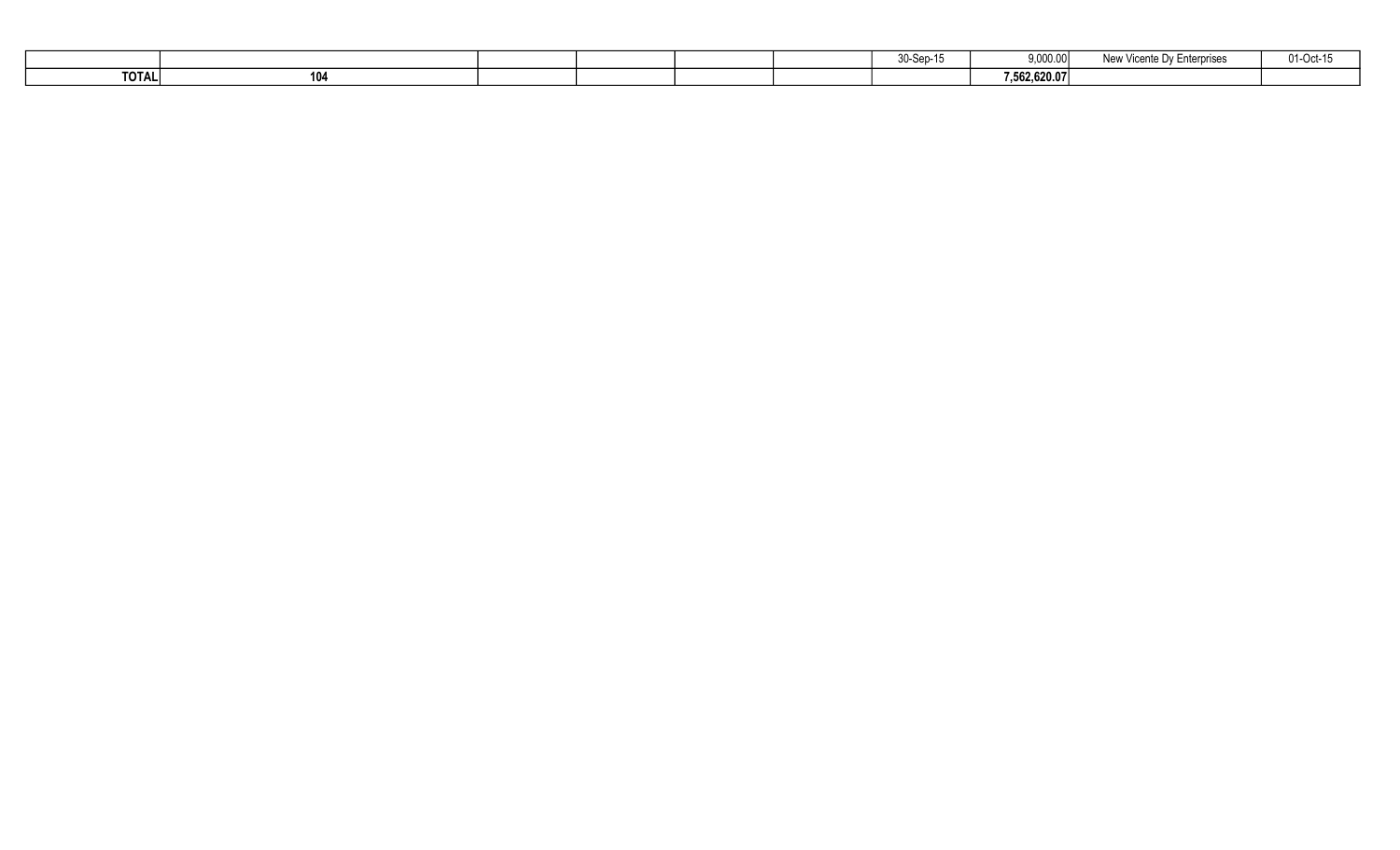| | | | | | | | | | |
|---|---|---|---|---|---|---|---|---|---|
| | | | | | | 30-Sep-15 | 9,000.00 | New Vicente Dy Enterprises | 01-Oct-15 |
| **TOTAL** | **104** | | | | | | **7,562,620.07** | | |